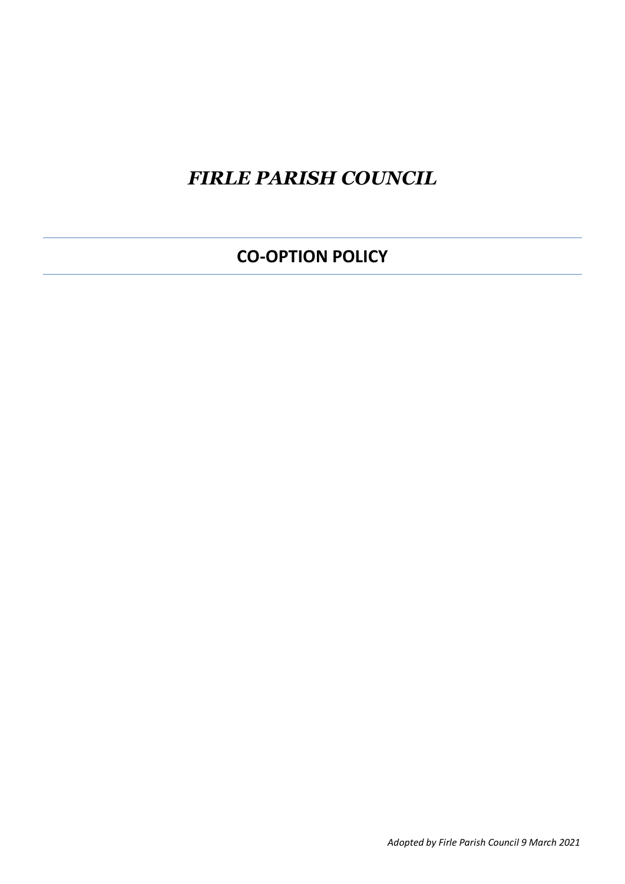# *FIRLE PARISH COUNCIL*

---

## CO-OPTION POLICY

---

*Adopted by Firle Parish Council 9 March 2021*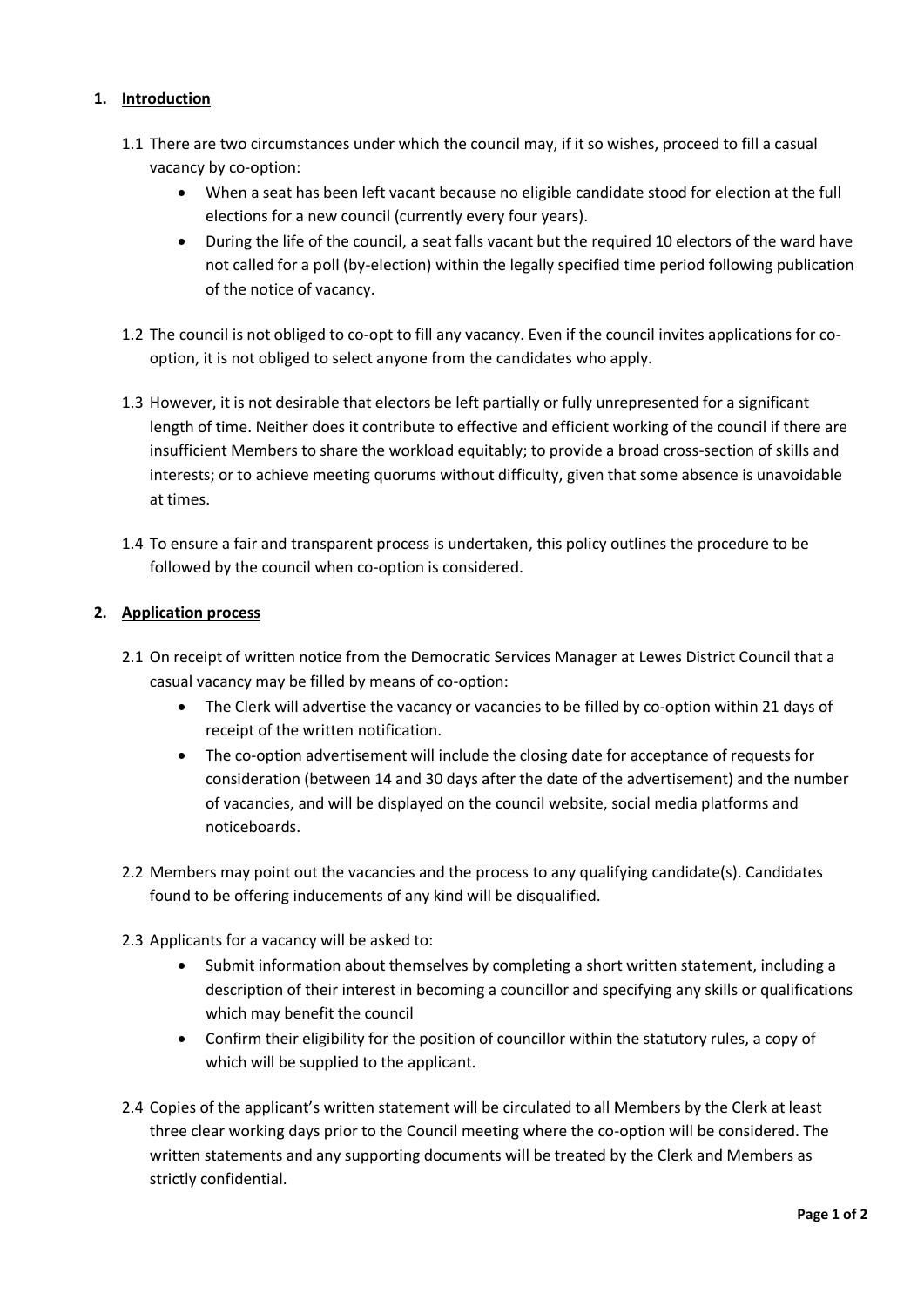## 1. Introduction

1.1 There are two circumstances under which the council may, if it so wishes, proceed to fill a casual vacancy by co-option:

- When a seat has been left vacant because no eligible candidate stood for election at the full elections for a new council (currently every four years).
- During the life of the council, a seat falls vacant but the required 10 electors of the ward have not called for a poll (by-election) within the legally specified time period following publication of the notice of vacancy.

1.2 The council is not obliged to co-opt to fill any vacancy. Even if the council invites applications for co-option, it is not obliged to select anyone from the candidates who apply.

1.3 However, it is not desirable that electors be left partially or fully unrepresented for a significant length of time. Neither does it contribute to effective and efficient working of the council if there are insufficient Members to share the workload equitably; to provide a broad cross-section of skills and interests; or to achieve meeting quorums without difficulty, given that some absence is unavoidable at times.

1.4 To ensure a fair and transparent process is undertaken, this policy outlines the procedure to be followed by the council when co-option is considered.

## 2. Application process

2.1 On receipt of written notice from the Democratic Services Manager at Lewes District Council that a casual vacancy may be filled by means of co-option:

- The Clerk will advertise the vacancy or vacancies to be filled by co-option within 21 days of receipt of the written notification.
- The co-option advertisement will include the closing date for acceptance of requests for consideration (between 14 and 30 days after the date of the advertisement) and the number of vacancies, and will be displayed on the council website, social media platforms and noticeboards.

2.2 Members may point out the vacancies and the process to any qualifying candidate(s). Candidates found to be offering inducements of any kind will be disqualified.

2.3 Applicants for a vacancy will be asked to:

- Submit information about themselves by completing a short written statement, including a description of their interest in becoming a councillor and specifying any skills or qualifications which may benefit the council
- Confirm their eligibility for the position of councillor within the statutory rules, a copy of which will be supplied to the applicant.

2.4 Copies of the applicant's written statement will be circulated to all Members by the Clerk at least three clear working days prior to the Council meeting where the co-option will be considered. The written statements and any supporting documents will be treated by the Clerk and Members as strictly confidential.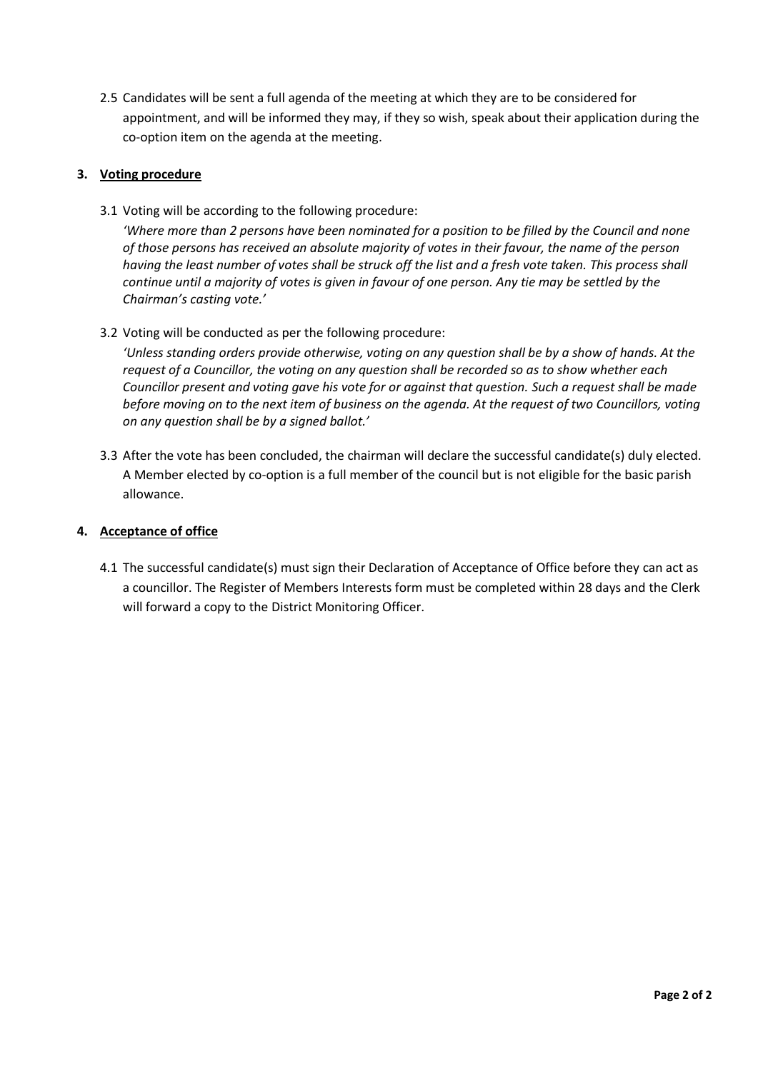2.5 Candidates will be sent a full agenda of the meeting at which they are to be considered for appointment, and will be informed they may, if they so wish, speak about their application during the co-option item on the agenda at the meeting.

## 3. <u>Voting procedure</u>

3.1 Voting will be according to the following procedure:

*'Where more than 2 persons have been nominated for a position to be filled by the Council and none of those persons has received an absolute majority of votes in their favour, the name of the person having the least number of votes shall be struck off the list and a fresh vote taken. This process shall continue until a majority of votes is given in favour of one person. Any tie may be settled by the Chairman's casting vote.'*

3.2 Voting will be conducted as per the following procedure:

*'Unless standing orders provide otherwise, voting on any question shall be by a show of hands. At the request of a Councillor, the voting on any question shall be recorded so as to show whether each Councillor present and voting gave his vote for or against that question. Such a request shall be made before moving on to the next item of business on the agenda. At the request of two Councillors, voting on any question shall be by a signed ballot.'*

3.3 After the vote has been concluded, the chairman will declare the successful candidate(s) duly elected. A Member elected by co-option is a full member of the council but is not eligible for the basic parish allowance.

## 4. <u>Acceptance of office</u>

4.1 The successful candidate(s) must sign their Declaration of Acceptance of Office before they can act as a councillor. The Register of Members Interests form must be completed within 28 days and the Clerk will forward a copy to the District Monitoring Officer.